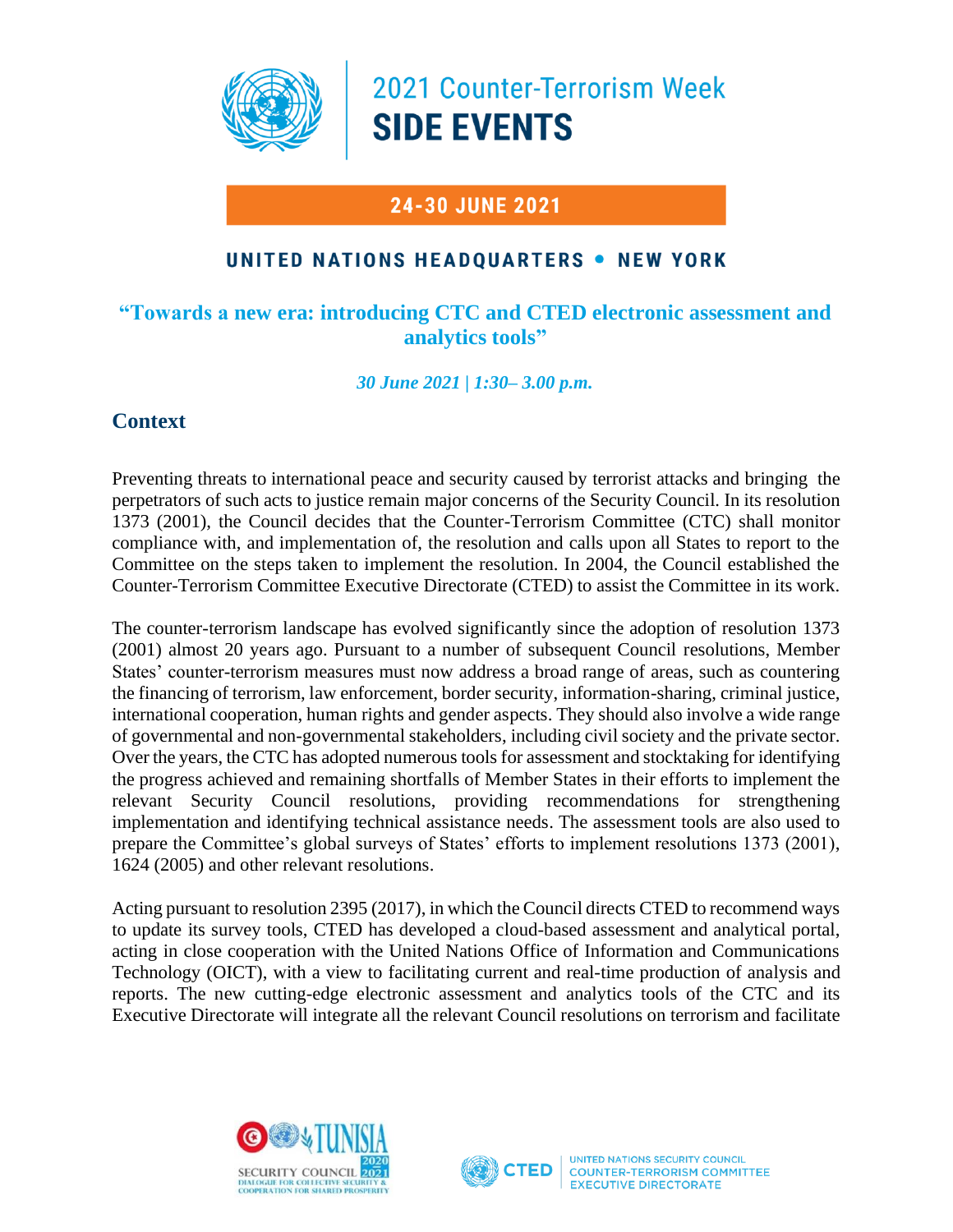# 2021 Counter-Terrorism Week
# SIDE EVENTS

**24-30 JUNE 2021**

**UNITED NATIONS HEADQUARTERS • NEW YORK**

## "Towards a new era: introducing CTC and CTED electronic assessment and analytics tools"

*30 June 2021 | 1:30– 3.00 p.m.*

## Context

Preventing threats to international peace and security caused by terrorist attacks and bringing the perpetrators of such acts to justice remain major concerns of the Security Council. In its resolution 1373 (2001), the Council decides that the Counter-Terrorism Committee (CTC) shall monitor compliance with, and implementation of, the resolution and calls upon all States to report to the Committee on the steps taken to implement the resolution. In 2004, the Council established the Counter-Terrorism Committee Executive Directorate (CTED) to assist the Committee in its work.

The counter-terrorism landscape has evolved significantly since the adoption of resolution 1373 (2001) almost 20 years ago. Pursuant to a number of subsequent Council resolutions, Member States' counter-terrorism measures must now address a broad range of areas, such as countering the financing of terrorism, law enforcement, border security, information-sharing, criminal justice, international cooperation, human rights and gender aspects. They should also involve a wide range of governmental and non-governmental stakeholders, including civil society and the private sector. Over the years, the CTC has adopted numerous tools for assessment and stocktaking for identifying the progress achieved and remaining shortfalls of Member States in their efforts to implement the relevant Security Council resolutions, providing recommendations for strengthening implementation and identifying technical assistance needs. The assessment tools are also used to prepare the Committee's global surveys of States' efforts to implement resolutions 1373 (2001), 1624 (2005) and other relevant resolutions.

Acting pursuant to resolution 2395 (2017), in which the Council directs CTED to recommend ways to update its survey tools, CTED has developed a cloud-based assessment and analytical portal, acting in close cooperation with the United Nations Office of Information and Communications Technology (OICT), with a view to facilitating current and real-time production of analysis and reports. The new cutting-edge electronic assessment and analytics tools of the CTC and its Executive Directorate will integrate all the relevant Council resolutions on terrorism and facilitate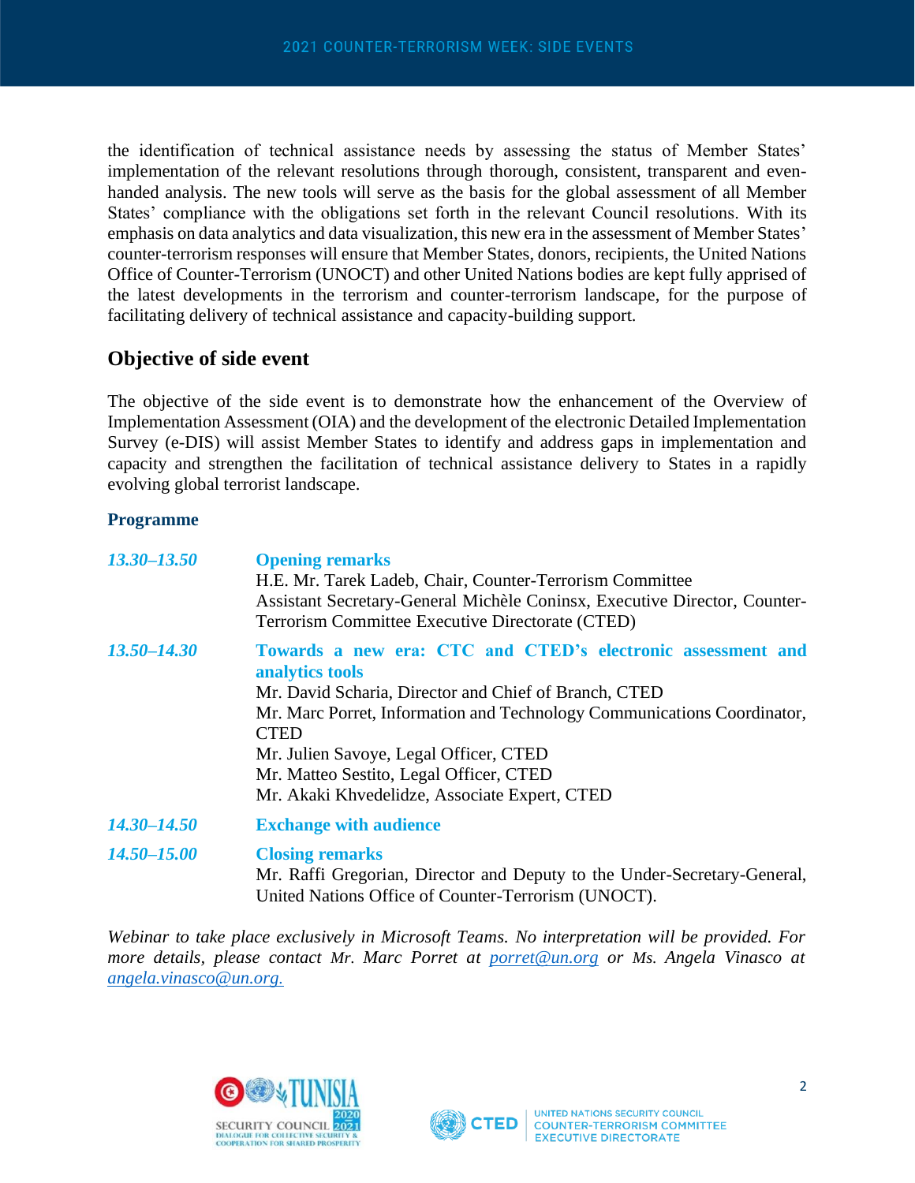the identification of technical assistance needs by assessing the status of Member States' implementation of the relevant resolutions through thorough, consistent, transparent and even-handed analysis. The new tools will serve as the basis for the global assessment of all Member States' compliance with the obligations set forth in the relevant Council resolutions. With its emphasis on data analytics and data visualization, this new era in the assessment of Member States' counter-terrorism responses will ensure that Member States, donors, recipients, the United Nations Office of Counter-Terrorism (UNOCT) and other United Nations bodies are kept fully apprised of the latest developments in the terrorism and counter-terrorism landscape, for the purpose of facilitating delivery of technical assistance and capacity-building support.

## Objective of side event

The objective of the side event is to demonstrate how the enhancement of the Overview of Implementation Assessment (OIA) and the development of the electronic Detailed Implementation Survey (e-DIS) will assist Member States to identify and address gaps in implementation and capacity and strengthen the facilitation of technical assistance delivery to States in a rapidly evolving global terrorist landscape.

### Programme

*13.30–13.50* **Opening remarks**
H.E. Mr. Tarek Ladeb, Chair, Counter-Terrorism Committee
Assistant Secretary-General Michèle Coninsx, Executive Director, Counter-Terrorism Committee Executive Directorate (CTED)

*13.50–14.30* **Towards a new era: CTC and CTED's electronic assessment and analytics tools**
Mr. David Scharia, Director and Chief of Branch, CTED
Mr. Marc Porret, Information and Technology Communications Coordinator, CTED
Mr. Julien Savoye, Legal Officer, CTED
Mr. Matteo Sestito, Legal Officer, CTED
Mr. Akaki Khvedelidze, Associate Expert, CTED

*14.30–14.50* **Exchange with audience**

*14.50–15.00* **Closing remarks**
Mr. Raffi Gregorian, Director and Deputy to the Under-Secretary-General, United Nations Office of Counter-Terrorism (UNOCT).

*Webinar to take place exclusively in Microsoft Teams. No interpretation will be provided. For more details, please contact Mr. Marc Porret at porret@un.org or Ms. Angela Vinasco at angela.vinasco@un.org.*